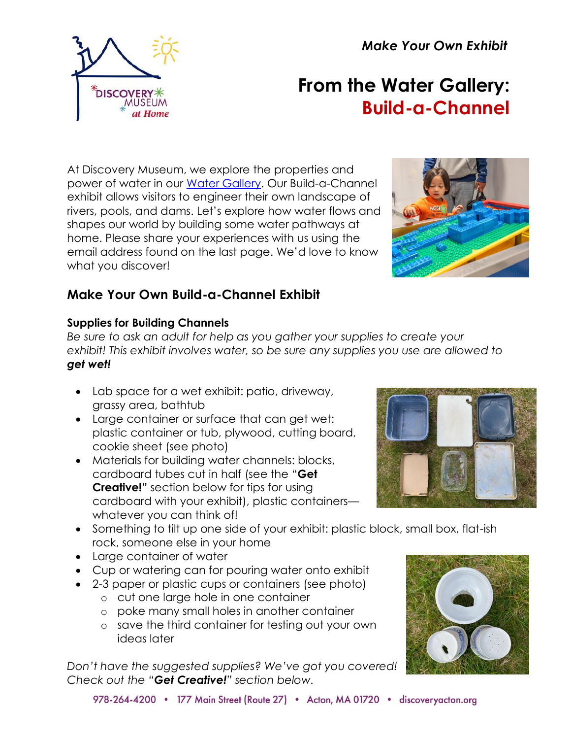*Make Your Own Exhibit*

# From the Water Gallery: Build-a-Channel

At Discovery Museum, we explore the properties and power of water in our Water Gallery. Our Build-a-Channel exhibit allows visitors to engineer their own landscape of rivers, pools, and dams. Let's explore how water flows and shapes our world by building some water pathways at home. Please share your experiences with us using the email address found on the last page. We'd love to know what you discover!

## Make Your Own Build-a-Channel Exhibit

### Supplies for Building Channels

*Be sure to ask an adult for help as you gather your supplies to create your exhibit! This exhibit involves water, so be sure any supplies you use are allowed to **get wet!***

- Lab space for a wet exhibit: patio, driveway, grassy area, bathtub
- Large container or surface that can get wet: plastic container or tub, plywood, cutting board, cookie sheet (see photo)
- Materials for building water channels: blocks, cardboard tubes cut in half (see the "**Get Creative!"** section below for tips for using cardboard with your exhibit), plastic containers—whatever you can think of!
- Something to tilt up one side of your exhibit: plastic block, small box, flat-ish rock, someone else in your home
- Large container of water
- Cup or watering can for pouring water onto exhibit
- 2-3 paper or plastic cups or containers (see photo)
  - cut one large hole in one container
  - poke many small holes in another container
  - save the third container for testing out your own ideas later

*Don't have the suggested supplies? We've got you covered! Check out the "**Get Creative!**" section below.*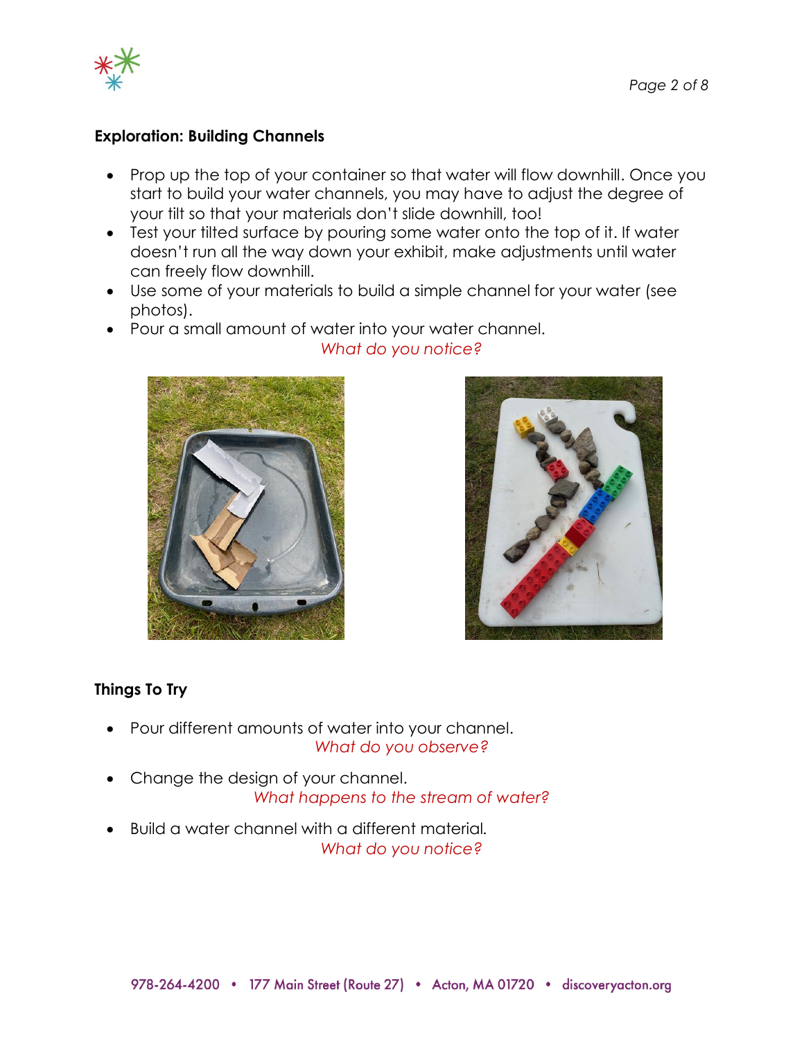## Exploration: Building Channels

- Prop up the top of your container so that water will flow downhill. Once you start to build your water channels, you may have to adjust the degree of your tilt so that your materials don't slide downhill, too!
- Test your tilted surface by pouring some water onto the top of it. If water doesn't run all the way down your exhibit, make adjustments until water can freely flow downhill.
- Use some of your materials to build a simple channel for your water (see photos).
- Pour a small amount of water into your water channel.

*What do you notice?*

## Things To Try

- Pour different amounts of water into your channel.

  *What do you observe?*

- Change the design of your channel.

  *What happens to the stream of water?*

- Build a water channel with a different material.

  *What do you notice?*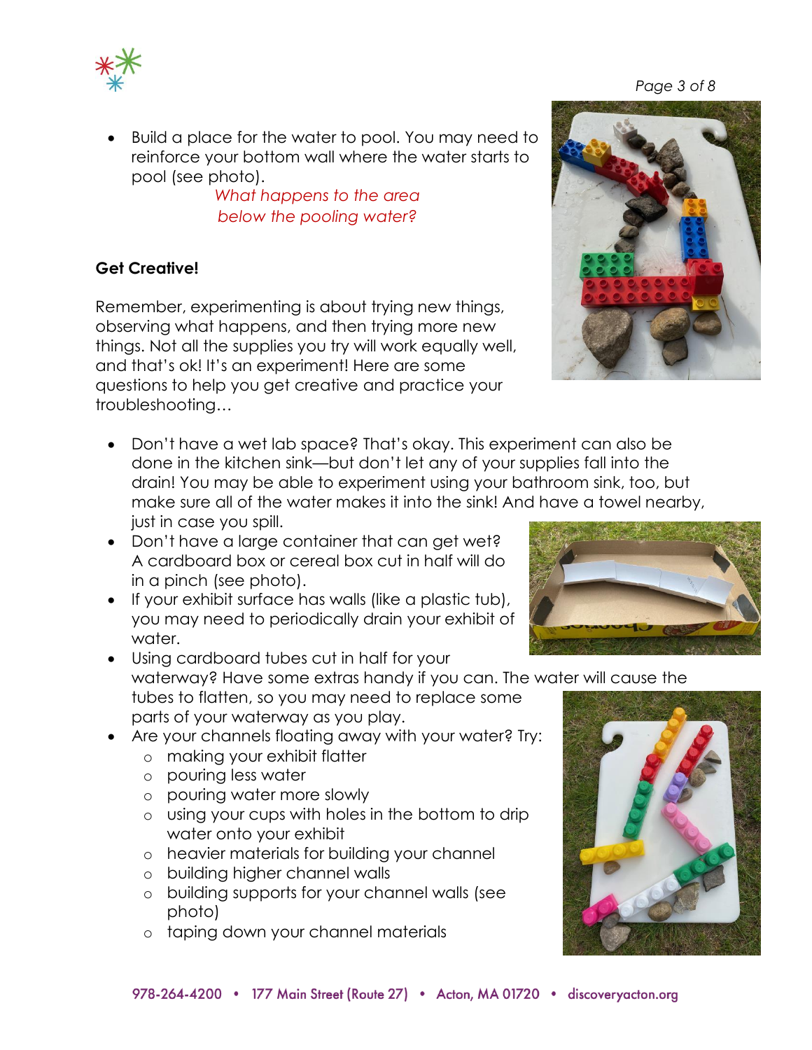- Build a place for the water to pool. You may need to reinforce your bottom wall where the water starts to pool (see photo).

  *What happens to the area below the pooling water?*

**Get Creative!**

Remember, experimenting is about trying new things, observing what happens, and then trying more new things. Not all the supplies you try will work equally well, and that's ok! It's an experiment! Here are some questions to help you get creative and practice your troubleshooting…

- Don't have a wet lab space? That's okay. This experiment can also be done in the kitchen sink—but don't let any of your supplies fall into the drain! You may be able to experiment using your bathroom sink, too, but make sure all of the water makes it into the sink! And have a towel nearby, just in case you spill.
- Don't have a large container that can get wet? A cardboard box or cereal box cut in half will do in a pinch (see photo).
- If your exhibit surface has walls (like a plastic tub), you may need to periodically drain your exhibit of water.
- Using cardboard tubes cut in half for your waterway? Have some extras handy if you can. The water will cause the tubes to flatten, so you may need to replace some parts of your waterway as you play.
- Are your channels floating away with your water? Try:
  - making your exhibit flatter
  - pouring less water
  - pouring water more slowly
  - using your cups with holes in the bottom to drip water onto your exhibit
  - heavier materials for building your channel
  - building higher channel walls
  - building supports for your channel walls (see photo)
  - taping down your channel materials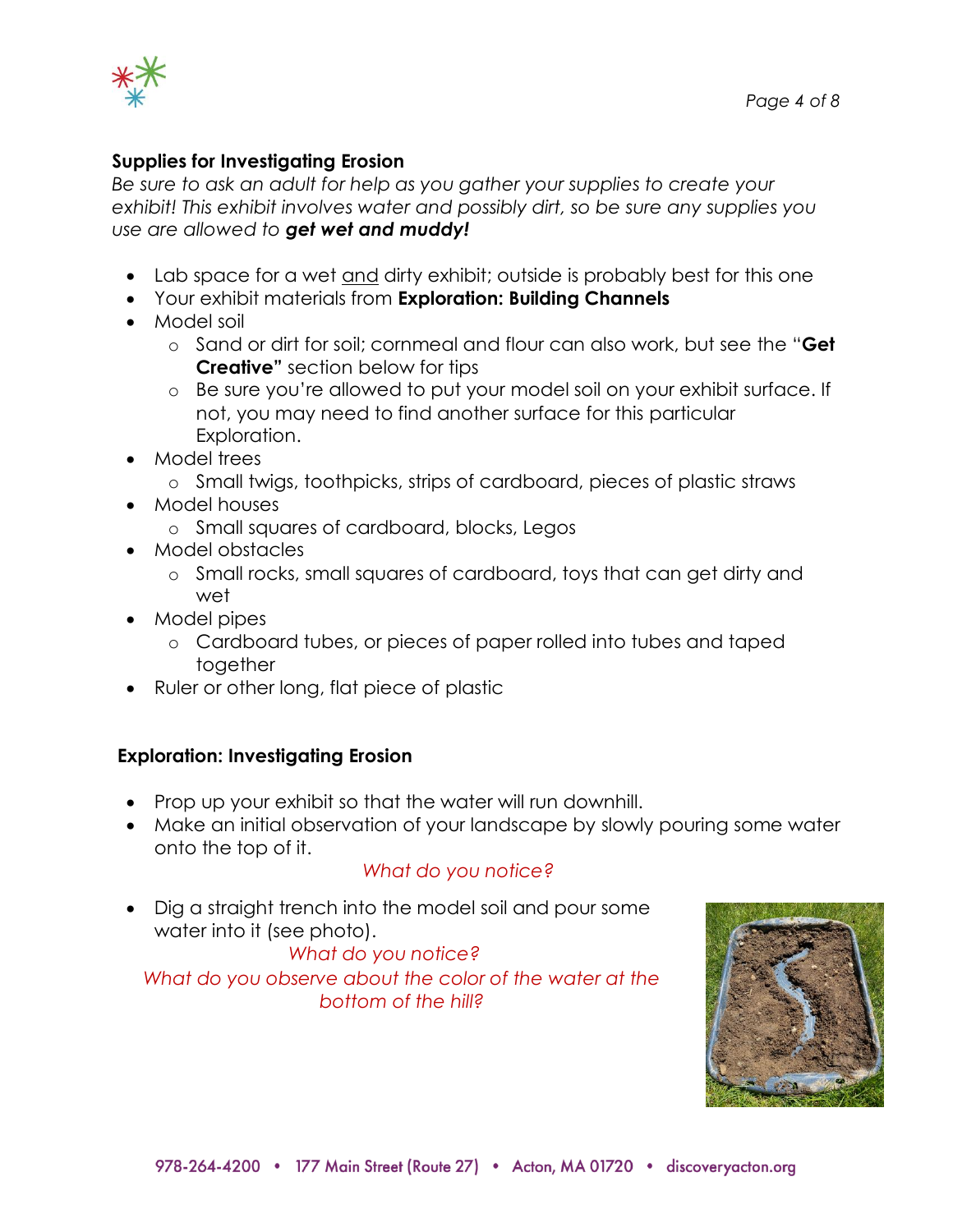**Supplies for Investigating Erosion**

*Be sure to ask an adult for help as you gather your supplies to create your exhibit! This exhibit involves water and possibly dirt, so be sure any supplies you use are allowed to* ***get wet and muddy!***

- Lab space for a wet and dirty exhibit; outside is probably best for this one
- Your exhibit materials from **Exploration: Building Channels**
- Model soil
  - Sand or dirt for soil; cornmeal and flour can also work, but see the "**Get Creative"** section below for tips
  - Be sure you're allowed to put your model soil on your exhibit surface. If not, you may need to find another surface for this particular Exploration.
- Model trees
  - Small twigs, toothpicks, strips of cardboard, pieces of plastic straws
- Model houses
  - Small squares of cardboard, blocks, Legos
- Model obstacles
  - Small rocks, small squares of cardboard, toys that can get dirty and wet
- Model pipes
  - Cardboard tubes, or pieces of paper rolled into tubes and taped together
- Ruler or other long, flat piece of plastic

**Exploration: Investigating Erosion**

- Prop up your exhibit so that the water will run downhill.
- Make an initial observation of your landscape by slowly pouring some water onto the top of it.

  *What do you notice?*

- Dig a straight trench into the model soil and pour some water into it (see photo).

  *What do you notice?*

  *What do you observe about the color of the water at the bottom of the hill?*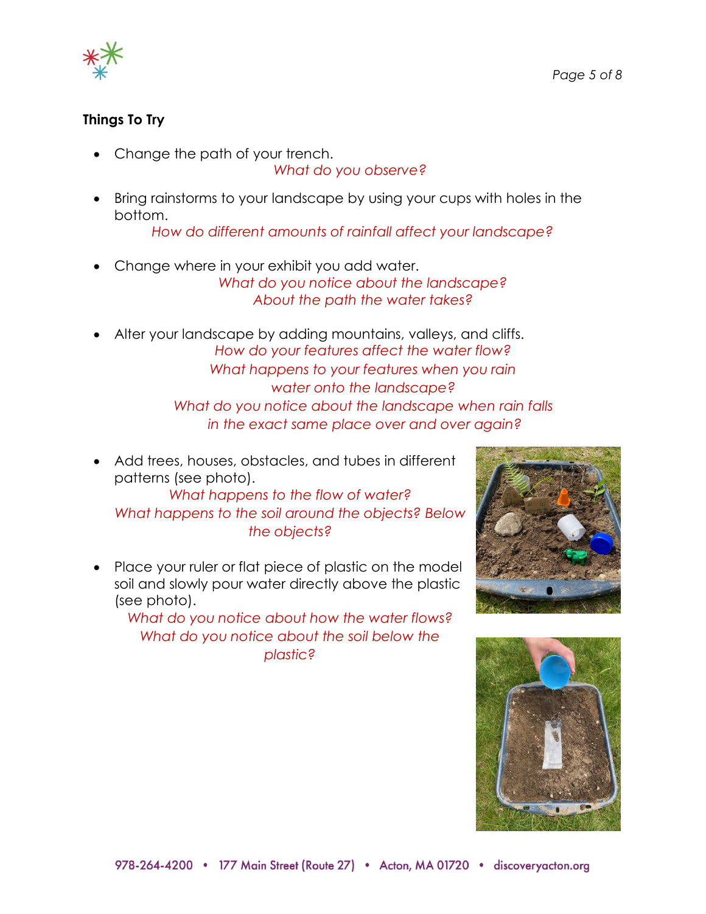**Things To Try**

- Change the path of your trench.

  *What do you observe?*

- Bring rainstorms to your landscape by using your cups with holes in the bottom.

  *How do different amounts of rainfall affect your landscape?*

- Change where in your exhibit you add water.

  *What do you notice about the landscape?*
  *About the path the water takes?*

- Alter your landscape by adding mountains, valleys, and cliffs.

  *How do your features affect the water flow?*
  *What happens to your features when you rain water onto the landscape?*
  *What do you notice about the landscape when rain falls in the exact same place over and over again?*

- Add trees, houses, obstacles, and tubes in different patterns (see photo).

  *What happens to the flow of water?*
  *What happens to the soil around the objects? Below the objects?*

- Place your ruler or flat piece of plastic on the model soil and slowly pour water directly above the plastic (see photo).

  *What do you notice about how the water flows?*
  *What do you notice about the soil below the plastic?*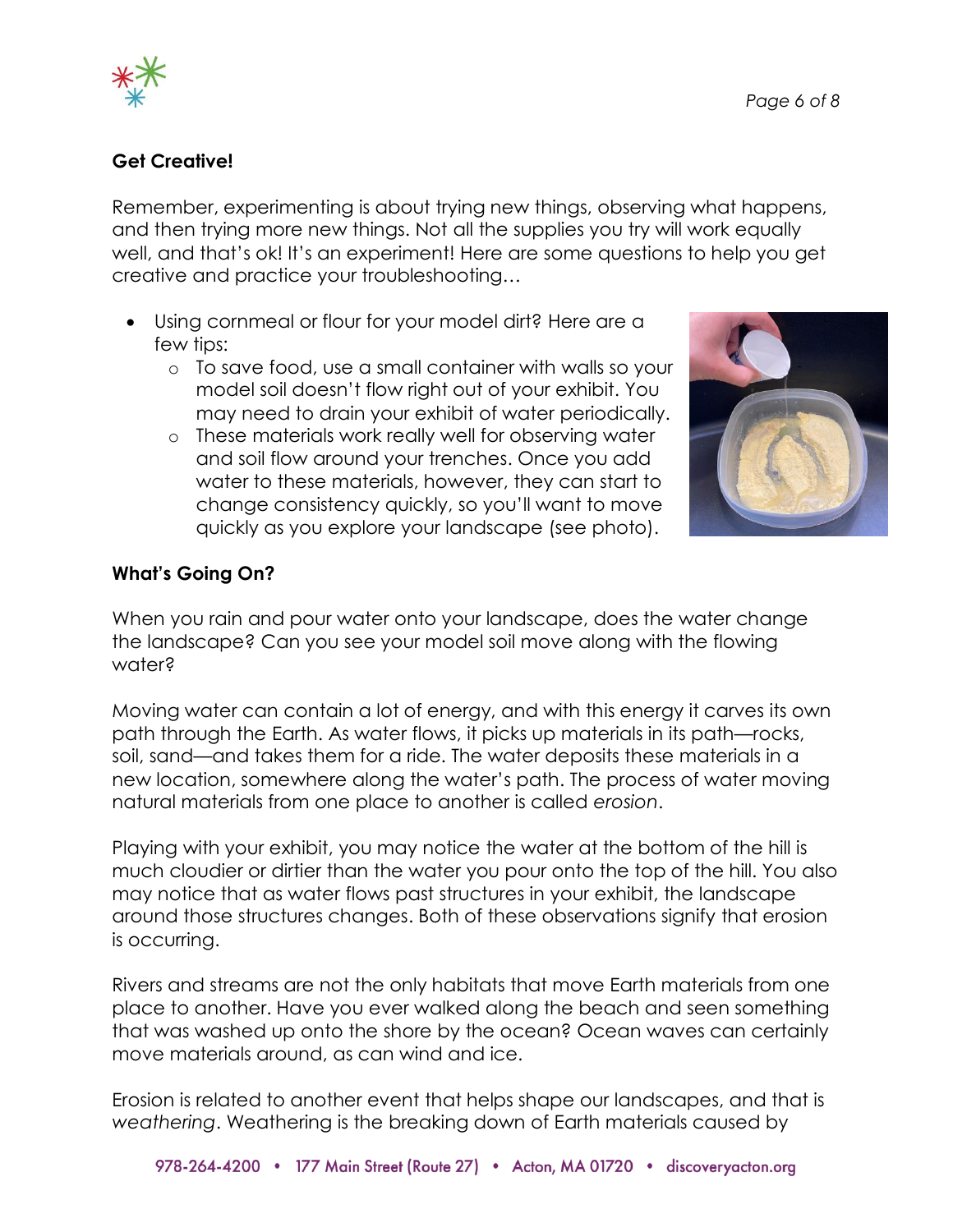## Get Creative!

Remember, experimenting is about trying new things, observing what happens, and then trying more new things. Not all the supplies you try will work equally well, and that's ok! It's an experiment! Here are some questions to help you get creative and practice your troubleshooting…

- Using cornmeal or flour for your model dirt? Here are a few tips:
  - To save food, use a small container with walls so your model soil doesn't flow right out of your exhibit. You may need to drain your exhibit of water periodically.
  - These materials work really well for observing water and soil flow around your trenches. Once you add water to these materials, however, they can start to change consistency quickly, so you'll want to move quickly as you explore your landscape (see photo).

## What's Going On?

When you rain and pour water onto your landscape, does the water change the landscape? Can you see your model soil move along with the flowing water?

Moving water can contain a lot of energy, and with this energy it carves its own path through the Earth. As water flows, it picks up materials in its path—rocks, soil, sand—and takes them for a ride. The water deposits these materials in a new location, somewhere along the water's path. The process of water moving natural materials from one place to another is called *erosion*.

Playing with your exhibit, you may notice the water at the bottom of the hill is much cloudier or dirtier than the water you pour onto the top of the hill. You also may notice that as water flows past structures in your exhibit, the landscape around those structures changes. Both of these observations signify that erosion is occurring.

Rivers and streams are not the only habitats that move Earth materials from one place to another. Have you ever walked along the beach and seen something that was washed up onto the shore by the ocean? Ocean waves can certainly move materials around, as can wind and ice.

Erosion is related to another event that helps shape our landscapes, and that is *weathering*. Weathering is the breaking down of Earth materials caused by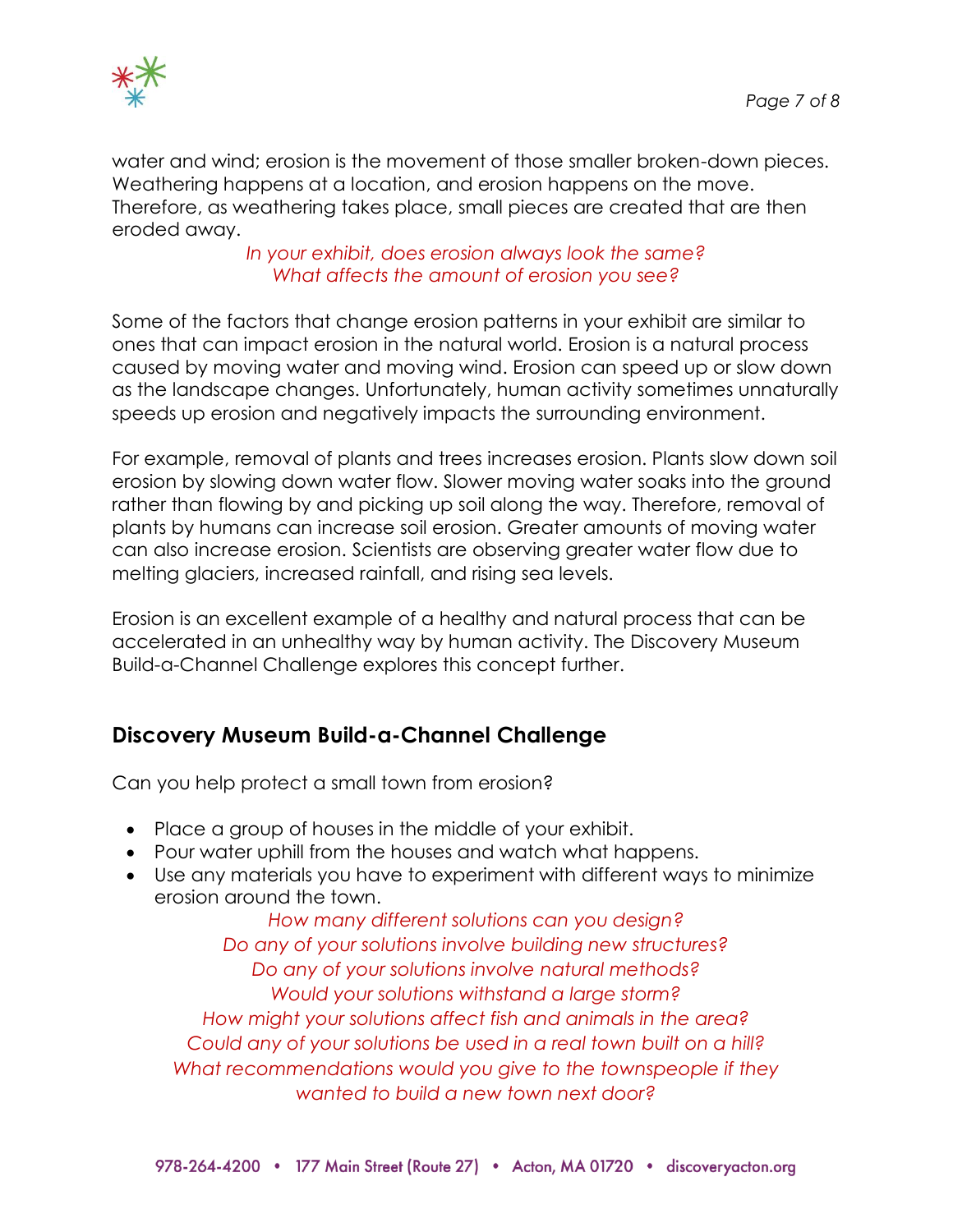water and wind; erosion is the movement of those smaller broken-down pieces. Weathering happens at a location, and erosion happens on the move. Therefore, as weathering takes place, small pieces are created that are then eroded away.

*In your exhibit, does erosion always look the same?*
*What affects the amount of erosion you see?*

Some of the factors that change erosion patterns in your exhibit are similar to ones that can impact erosion in the natural world. Erosion is a natural process caused by moving water and moving wind. Erosion can speed up or slow down as the landscape changes. Unfortunately, human activity sometimes unnaturally speeds up erosion and negatively impacts the surrounding environment.

For example, removal of plants and trees increases erosion. Plants slow down soil erosion by slowing down water flow. Slower moving water soaks into the ground rather than flowing by and picking up soil along the way. Therefore, removal of plants by humans can increase soil erosion. Greater amounts of moving water can also increase erosion. Scientists are observing greater water flow due to melting glaciers, increased rainfall, and rising sea levels.

Erosion is an excellent example of a healthy and natural process that can be accelerated in an unhealthy way by human activity. The Discovery Museum Build-a-Channel Challenge explores this concept further.

## Discovery Museum Build-a-Channel Challenge

Can you help protect a small town from erosion?

- Place a group of houses in the middle of your exhibit.
- Pour water uphill from the houses and watch what happens.
- Use any materials you have to experiment with different ways to minimize erosion around the town.

*How many different solutions can you design?*
*Do any of your solutions involve building new structures?*
*Do any of your solutions involve natural methods?*
*Would your solutions withstand a large storm?*
*How might your solutions affect fish and animals in the area?*
*Could any of your solutions be used in a real town built on a hill?*
*What recommendations would you give to the townspeople if they wanted to build a new town next door?*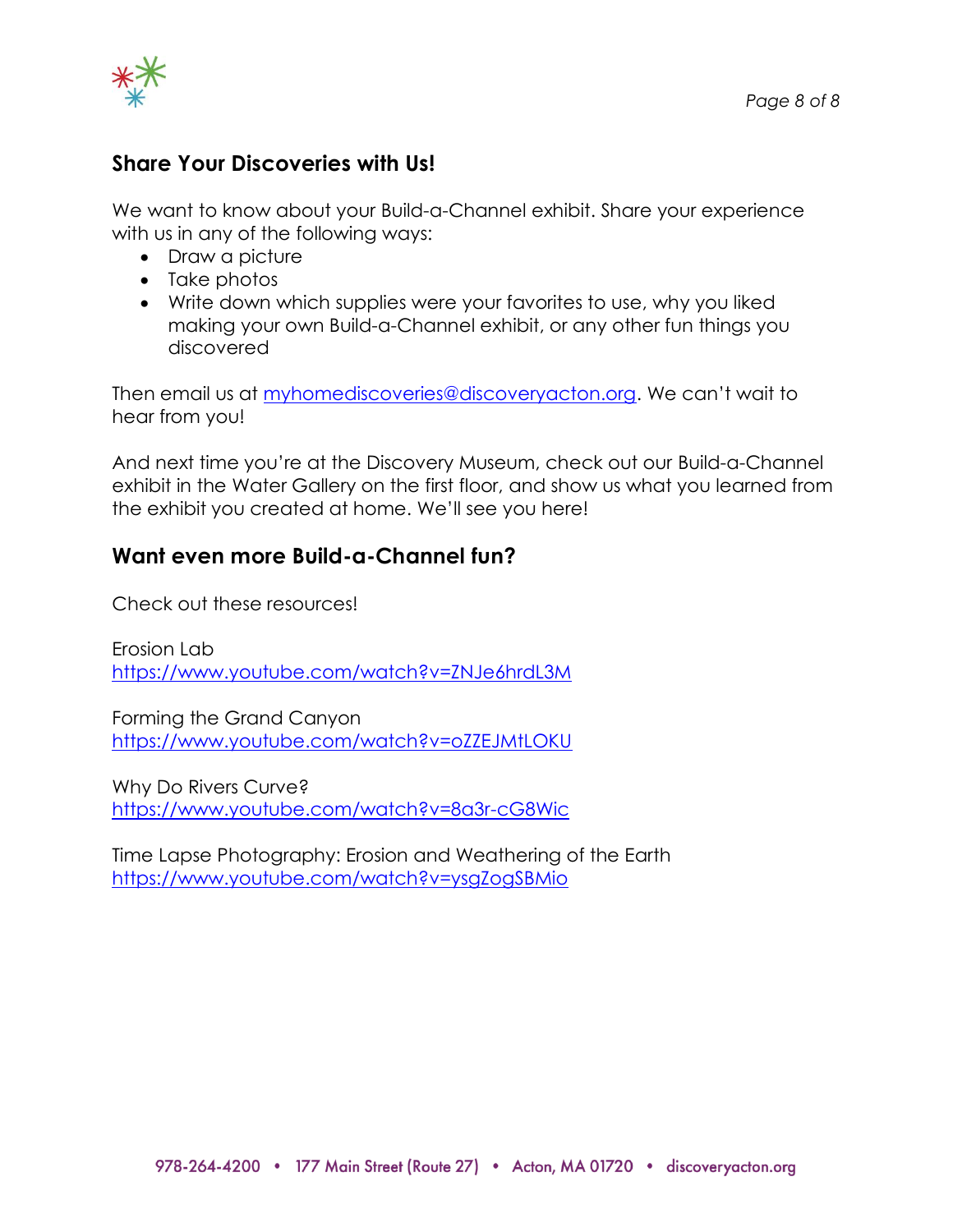## Share Your Discoveries with Us!

We want to know about your Build-a-Channel exhibit. Share your experience with us in any of the following ways:

- Draw a picture
- Take photos
- Write down which supplies were your favorites to use, why you liked making your own Build-a-Channel exhibit, or any other fun things you discovered

Then email us at myhomediscoveries@discoveryacton.org. We can't wait to hear from you!

And next time you're at the Discovery Museum, check out our Build-a-Channel exhibit in the Water Gallery on the first floor, and show us what you learned from the exhibit you created at home. We'll see you here!

## Want even more Build-a-Channel fun?

Check out these resources!

Erosion Lab
https://www.youtube.com/watch?v=ZNJe6hrdL3M

Forming the Grand Canyon
https://www.youtube.com/watch?v=oZZEJMtLOKU

Why Do Rivers Curve?
https://www.youtube.com/watch?v=8a3r-cG8Wic

Time Lapse Photography: Erosion and Weathering of the Earth
https://www.youtube.com/watch?v=ysgZogSBMio